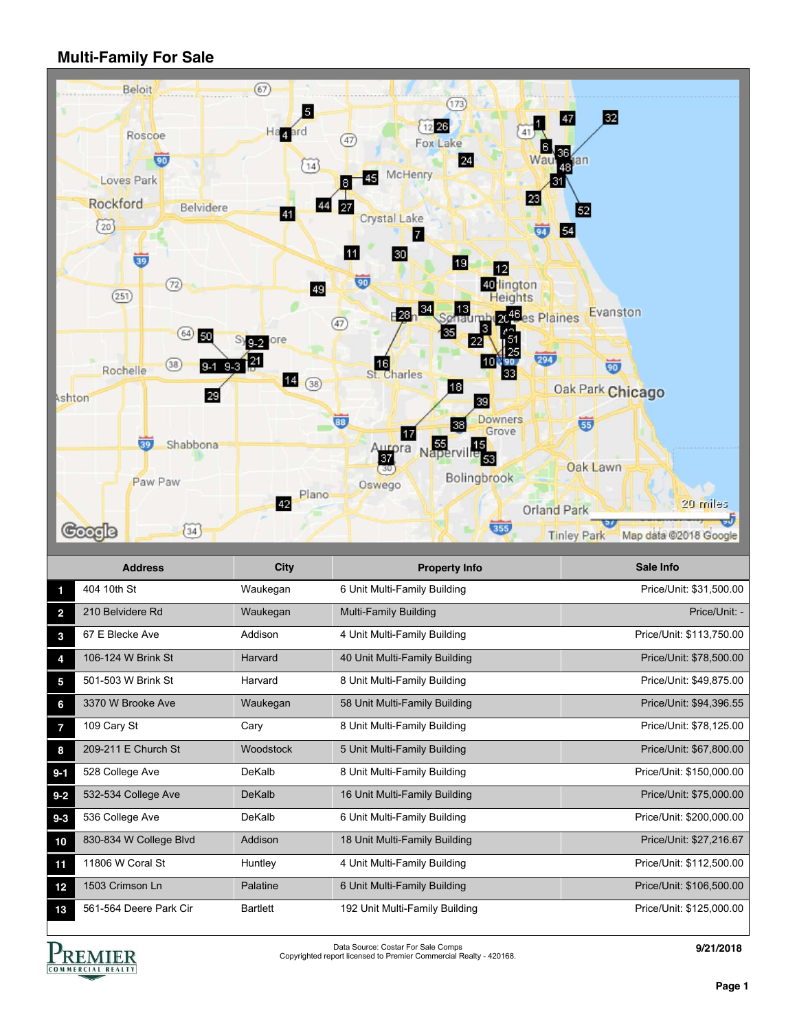## Multi-Family For Sale

|  | Address | City | Property Info | Sale Info |
|---|---|---|---|---|
| 1 | 404 10th St | Waukegan | 6 Unit Multi-Family Building | Price/Unit: $31,500.00 |
| 2 | 210 Belvidere Rd | Waukegan | Multi-Family Building | Price/Unit: - |
| 3 | 67 E Blecke Ave | Addison | 4 Unit Multi-Family Building | Price/Unit: $113,750.00 |
| 4 | 106-124 W Brink St | Harvard | 40 Unit Multi-Family Building | Price/Unit: $78,500.00 |
| 5 | 501-503 W Brink St | Harvard | 8 Unit Multi-Family Building | Price/Unit: $49,875.00 |
| 6 | 3370 W Brooke Ave | Waukegan | 58 Unit Multi-Family Building | Price/Unit: $94,396.55 |
| 7 | 109 Cary St | Cary | 8 Unit Multi-Family Building | Price/Unit: $78,125.00 |
| 8 | 209-211 E Church St | Woodstock | 5 Unit Multi-Family Building | Price/Unit: $67,800.00 |
| 9-1 | 528 College Ave | DeKalb | 8 Unit Multi-Family Building | Price/Unit: $150,000.00 |
| 9-2 | 532-534 College Ave | DeKalb | 16 Unit Multi-Family Building | Price/Unit: $75,000.00 |
| 9-3 | 536 College Ave | DeKalb | 6 Unit Multi-Family Building | Price/Unit: $200,000.00 |
| 10 | 830-834 W College Blvd | Addison | 18 Unit Multi-Family Building | Price/Unit: $27,216.67 |
| 11 | 11806 W Coral St | Huntley | 4 Unit Multi-Family Building | Price/Unit: $112,500.00 |
| 12 | 1503 Crimson Ln | Palatine | 6 Unit Multi-Family Building | Price/Unit: $106,500.00 |
| 13 | 561-564 Deere Park Cir | Bartlett | 192 Unit Multi-Family Building | Price/Unit: $125,000.00 |

Data Source: Costar For Sale Comps
Copyrighted report licensed to Premier Commercial Realty - 420168.

9/21/2018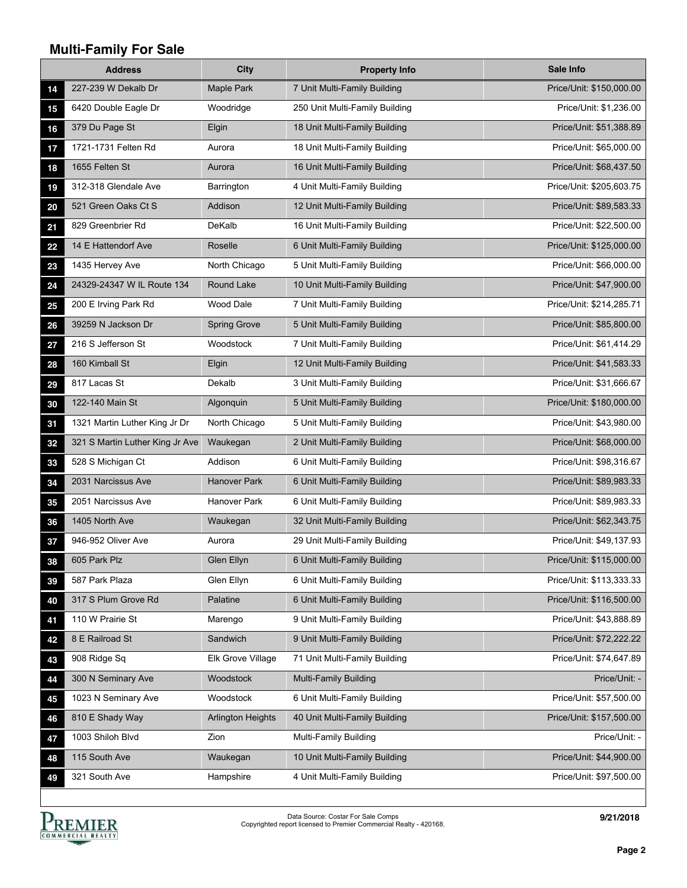## Multi-Family For Sale

| | Address | City | Property Info | Sale Info |
|---|---|---|---|---|
| 14 | 227-239 W Dekalb Dr | Maple Park | 7 Unit Multi-Family Building | Price/Unit: $150,000.00 |
| 15 | 6420 Double Eagle Dr | Woodridge | 250 Unit Multi-Family Building | Price/Unit: $1,236.00 |
| 16 | 379 Du Page St | Elgin | 18 Unit Multi-Family Building | Price/Unit: $51,388.89 |
| 17 | 1721-1731 Felten Rd | Aurora | 18 Unit Multi-Family Building | Price/Unit: $65,000.00 |
| 18 | 1655 Felten St | Aurora | 16 Unit Multi-Family Building | Price/Unit: $68,437.50 |
| 19 | 312-318 Glendale Ave | Barrington | 4 Unit Multi-Family Building | Price/Unit: $205,603.75 |
| 20 | 521 Green Oaks Ct S | Addison | 12 Unit Multi-Family Building | Price/Unit: $89,583.33 |
| 21 | 829 Greenbrier Rd | DeKalb | 16 Unit Multi-Family Building | Price/Unit: $22,500.00 |
| 22 | 14 E Hattendorf Ave | Roselle | 6 Unit Multi-Family Building | Price/Unit: $125,000.00 |
| 23 | 1435 Hervey Ave | North Chicago | 5 Unit Multi-Family Building | Price/Unit: $66,000.00 |
| 24 | 24329-24347 W IL Route 134 | Round Lake | 10 Unit Multi-Family Building | Price/Unit: $47,900.00 |
| 25 | 200 E Irving Park Rd | Wood Dale | 7 Unit Multi-Family Building | Price/Unit: $214,285.71 |
| 26 | 39259 N Jackson Dr | Spring Grove | 5 Unit Multi-Family Building | Price/Unit: $85,800.00 |
| 27 | 216 S Jefferson St | Woodstock | 7 Unit Multi-Family Building | Price/Unit: $61,414.29 |
| 28 | 160 Kimball St | Elgin | 12 Unit Multi-Family Building | Price/Unit: $41,583.33 |
| 29 | 817 Lacas St | Dekalb | 3 Unit Multi-Family Building | Price/Unit: $31,666.67 |
| 30 | 122-140 Main St | Algonquin | 5 Unit Multi-Family Building | Price/Unit: $180,000.00 |
| 31 | 1321 Martin Luther King Jr Dr | North Chicago | 5 Unit Multi-Family Building | Price/Unit: $43,980.00 |
| 32 | 321 S Martin Luther King Jr Ave | Waukegan | 2 Unit Multi-Family Building | Price/Unit: $68,000.00 |
| 33 | 528 S Michigan Ct | Addison | 6 Unit Multi-Family Building | Price/Unit: $98,316.67 |
| 34 | 2031 Narcissus Ave | Hanover Park | 6 Unit Multi-Family Building | Price/Unit: $89,983.33 |
| 35 | 2051 Narcissus Ave | Hanover Park | 6 Unit Multi-Family Building | Price/Unit: $89,983.33 |
| 36 | 1405 North Ave | Waukegan | 32 Unit Multi-Family Building | Price/Unit: $62,343.75 |
| 37 | 946-952 Oliver Ave | Aurora | 29 Unit Multi-Family Building | Price/Unit: $49,137.93 |
| 38 | 605 Park Plz | Glen Ellyn | 6 Unit Multi-Family Building | Price/Unit: $115,000.00 |
| 39 | 587 Park Plaza | Glen Ellyn | 6 Unit Multi-Family Building | Price/Unit: $113,333.33 |
| 40 | 317 S Plum Grove Rd | Palatine | 6 Unit Multi-Family Building | Price/Unit: $116,500.00 |
| 41 | 110 W Prairie St | Marengo | 9 Unit Multi-Family Building | Price/Unit: $43,888.89 |
| 42 | 8 E Railroad St | Sandwich | 9 Unit Multi-Family Building | Price/Unit: $72,222.22 |
| 43 | 908 Ridge Sq | Elk Grove Village | 71 Unit Multi-Family Building | Price/Unit: $74,647.89 |
| 44 | 300 N Seminary Ave | Woodstock | Multi-Family Building | Price/Unit: - |
| 45 | 1023 N Seminary Ave | Woodstock | 6 Unit Multi-Family Building | Price/Unit: $57,500.00 |
| 46 | 810 E Shady Way | Arlington Heights | 40 Unit Multi-Family Building | Price/Unit: $157,500.00 |
| 47 | 1003 Shiloh Blvd | Zion | Multi-Family Building | Price/Unit: - |
| 48 | 115 South Ave | Waukegan | 10 Unit Multi-Family Building | Price/Unit: $44,900.00 |
| 49 | 321 South Ave | Hampshire | 4 Unit Multi-Family Building | Price/Unit: $97,500.00 |

Data Source: Costar For Sale Comps
Copyrighted report licensed to Premier Commercial Realty - 420168.

9/21/2018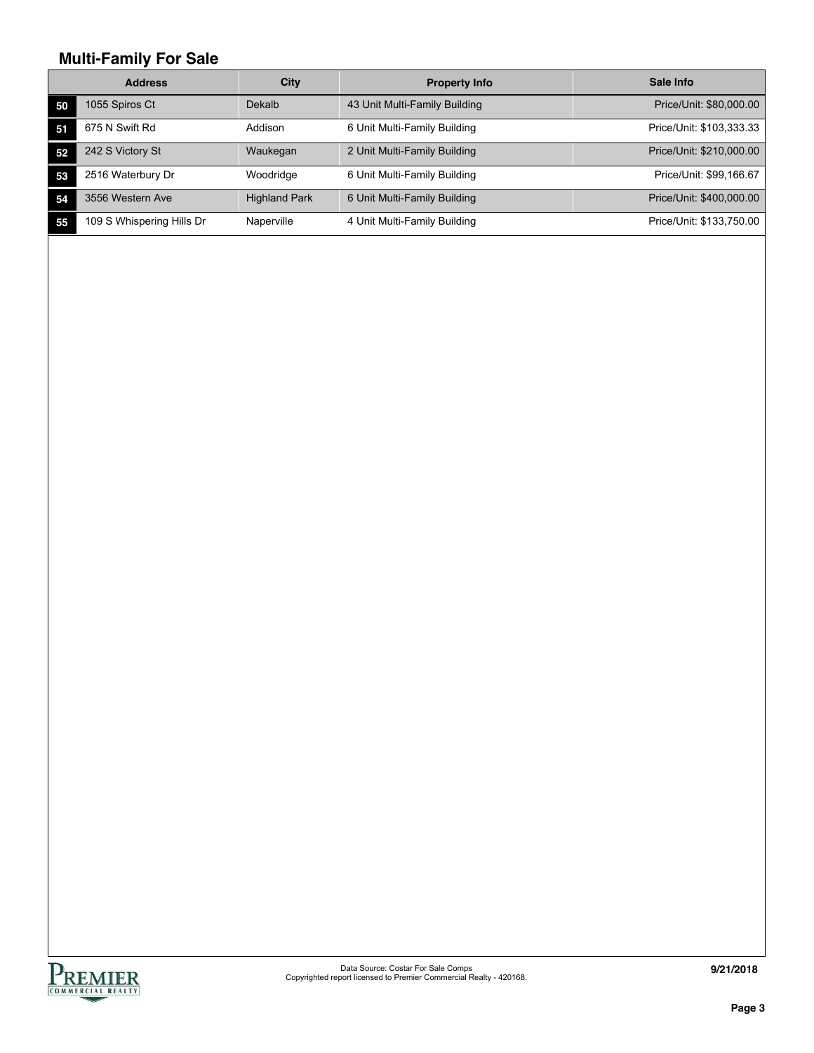## Multi-Family For Sale

| | Address | City | Property Info | Sale Info |
|---|---|---|---|---|
| 50 | 1055 Spiros Ct | Dekalb | 43 Unit Multi-Family Building | Price/Unit: $80,000.00 |
| 51 | 675 N Swift Rd | Addison | 6 Unit Multi-Family Building | Price/Unit: $103,333.33 |
| 52 | 242 S Victory St | Waukegan | 2 Unit Multi-Family Building | Price/Unit: $210,000.00 |
| 53 | 2516 Waterbury Dr | Woodridge | 6 Unit Multi-Family Building | Price/Unit: $99,166.67 |
| 54 | 3556 Western Ave | Highland Park | 6 Unit Multi-Family Building | Price/Unit: $400,000.00 |
| 55 | 109 S Whispering Hills Dr | Naperville | 4 Unit Multi-Family Building | Price/Unit: $133,750.00 |

Data Source: Costar For Sale Comps
Copyrighted report licensed to Premier Commercial Realty - 420168.

9/21/2018